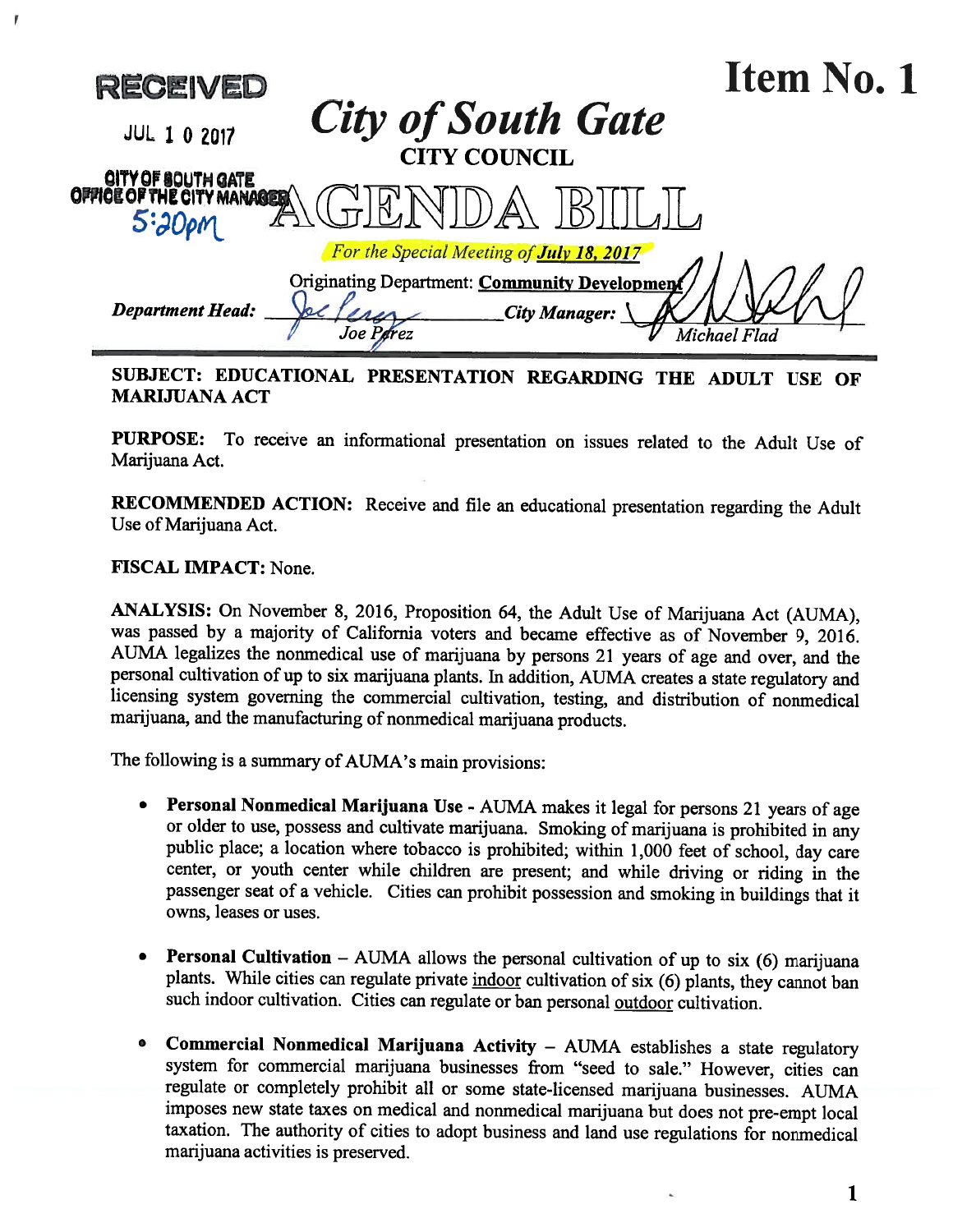RECEIVED

JUL 1 0 2017

CITY OF SOUTH GATE
OFFICE OF THE CITY MANAGER
5:20pm

# Item No. 1

# *City of South Gate*

## CITY COUNCIL

# AGENDA BILL

*For the Special Meeting of* ***July 18, 2017***

Originating Department: **Community Development**

***Department Head:*** Joe Perez ***City Manager:*** Michael Flad

**SUBJECT: EDUCATIONAL PRESENTATION REGARDING THE ADULT USE OF MARIJUANA ACT**

**PURPOSE:** To receive an informational presentation on issues related to the Adult Use of Marijuana Act.

**RECOMMENDED ACTION:** Receive and file an educational presentation regarding the Adult Use of Marijuana Act.

**FISCAL IMPACT:** None.

**ANALYSIS:** On November 8, 2016, Proposition 64, the Adult Use of Marijuana Act (AUMA), was passed by a majority of California voters and became effective as of November 9, 2016. AUMA legalizes the nonmedical use of marijuana by persons 21 years of age and over, and the personal cultivation of up to six marijuana plants. In addition, AUMA creates a state regulatory and licensing system governing the commercial cultivation, testing, and distribution of nonmedical marijuana, and the manufacturing of nonmedical marijuana products.

The following is a summary of AUMA's main provisions:

- **Personal Nonmedical Marijuana Use -** AUMA makes it legal for persons 21 years of age or older to use, possess and cultivate marijuana. Smoking of marijuana is prohibited in any public place; a location where tobacco is prohibited; within 1,000 feet of school, day care center, or youth center while children are present; and while driving or riding in the passenger seat of a vehicle. Cities can prohibit possession and smoking in buildings that it owns, leases or uses.

- **Personal Cultivation** – AUMA allows the personal cultivation of up to six (6) marijuana plants. While cities can regulate private indoor cultivation of six (6) plants, they cannot ban such indoor cultivation. Cities can regulate or ban personal outdoor cultivation.

- **Commercial Nonmedical Marijuana Activity** – AUMA establishes a state regulatory system for commercial marijuana businesses from "seed to sale." However, cities can regulate or completely prohibit all or some state-licensed marijuana businesses. AUMA imposes new state taxes on medical and nonmedical marijuana but does not pre-empt local taxation. The authority of cities to adopt business and land use regulations for nonmedical marijuana activities is preserved.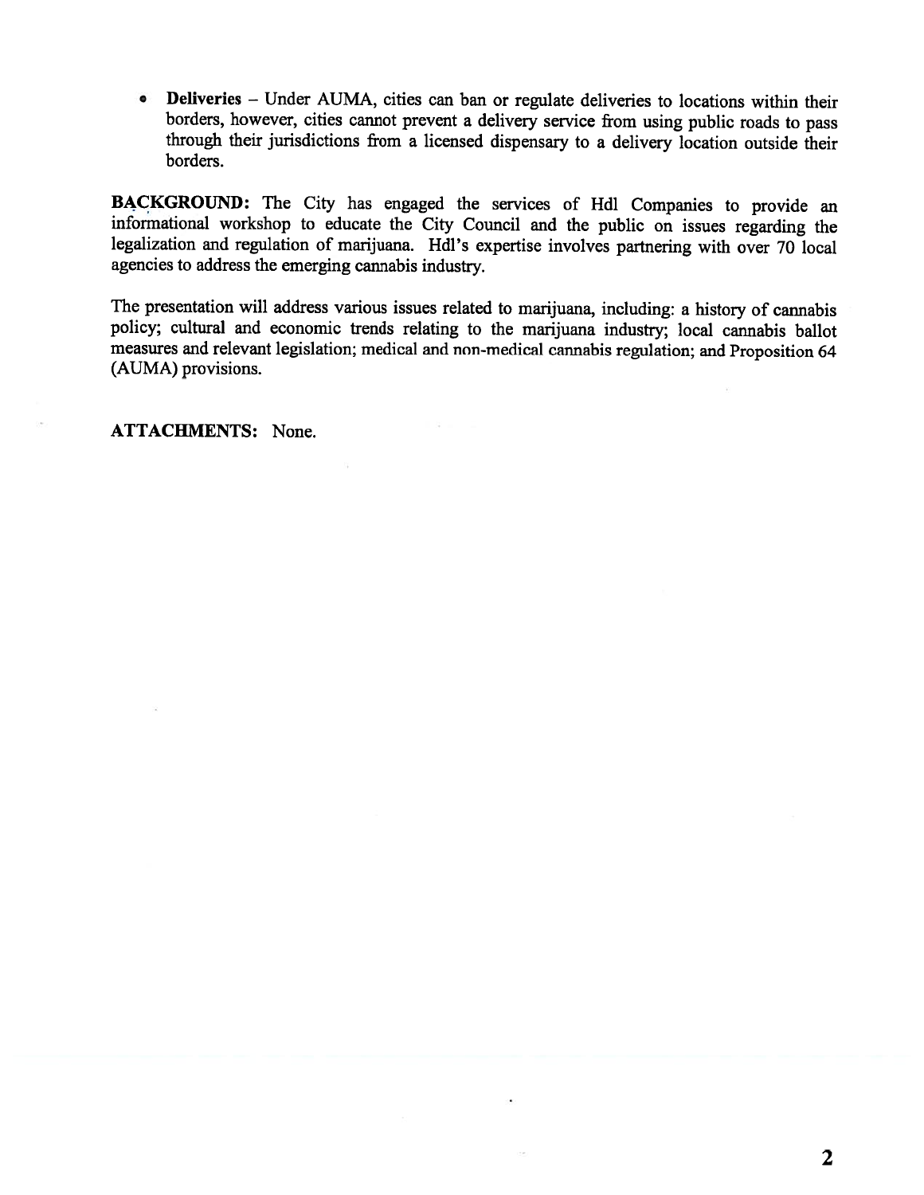- **Deliveries** – Under AUMA, cities can ban or regulate deliveries to locations within their borders, however, cities cannot prevent a delivery service from using public roads to pass through their jurisdictions from a licensed dispensary to a delivery location outside their borders.

**BACKGROUND:** The City has engaged the services of Hdl Companies to provide an informational workshop to educate the City Council and the public on issues regarding the legalization and regulation of marijuana. Hdl's expertise involves partnering with over 70 local agencies to address the emerging cannabis industry.

The presentation will address various issues related to marijuana, including: a history of cannabis policy; cultural and economic trends relating to the marijuana industry; local cannabis ballot measures and relevant legislation; medical and non-medical cannabis regulation; and Proposition 64 (AUMA) provisions.

**ATTACHMENTS:** None.